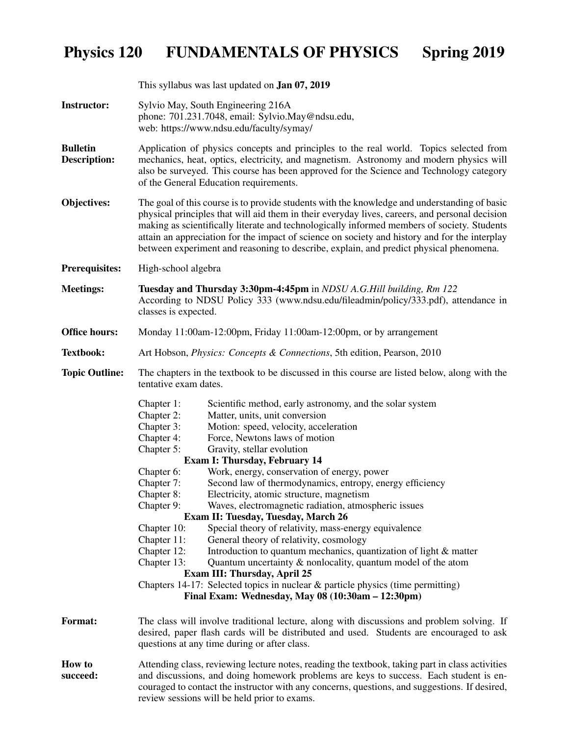# Physics 120 FUNDAMENTALS OF PHYSICS Spring 2019

This syllabus was last updated on **Jan 07, 2019**

**Instructor:** Sylvio May, South Engineering 216A
phone: 701.231.7048, email: Sylvio.May@ndsu.edu,
web: https://www.ndsu.edu/faculty/symay/

**Bulletin Description:** Application of physics concepts and principles to the real world. Topics selected from mechanics, heat, optics, electricity, and magnetism. Astronomy and modern physics will also be surveyed. This course has been approved for the Science and Technology category of the General Education requirements.

**Objectives:** The goal of this course is to provide students with the knowledge and understanding of basic physical principles that will aid them in their everyday lives, careers, and personal decision making as scientifically literate and technologically informed members of society. Students attain an appreciation for the impact of science on society and history and for the interplay between experiment and reasoning to describe, explain, and predict physical phenomena.

**Prerequisites:** High-school algebra

**Meetings:** **Tuesday and Thursday 3:30pm-4:45pm** in *NDSU A.G.Hill building, Rm 122*
According to NDSU Policy 333 (www.ndsu.edu/fileadmin/policy/333.pdf), attendance in classes is expected.

**Office hours:** Monday 11:00am-12:00pm, Friday 11:00am-12:00pm, or by arrangement

**Textbook:** Art Hobson, *Physics: Concepts & Connections*, 5th edition, Pearson, 2010

**Topic Outline:** The chapters in the textbook to be discussed in this course are listed below, along with the tentative exam dates.

- Chapter 1: Scientific method, early astronomy, and the solar system
- Chapter 2: Matter, units, unit conversion
- Chapter 3: Motion: speed, velocity, acceleration
- Chapter 4: Force, Newtons laws of motion
- Chapter 5: Gravity, stellar evolution

**Exam I: Thursday, February 14**

- Chapter 6: Work, energy, conservation of energy, power
- Chapter 7: Second law of thermodynamics, entropy, energy efficiency
- Chapter 8: Electricity, atomic structure, magnetism
- Chapter 9: Waves, electromagnetic radiation, atmospheric issues

**Exam II: Tuesday, Tuesday, March 26**

- Chapter 10: Special theory of relativity, mass-energy equivalence
- Chapter 11: General theory of relativity, cosmology
- Chapter 12: Introduction to quantum mechanics, quantization of light & matter
- Chapter 13: Quantum uncertainty & nonlocality, quantum model of the atom

**Exam III: Thursday, April 25**

- Chapters 14-17: Selected topics in nuclear & particle physics (time permitting)

**Final Exam: Wednesday, May 08 (10:30am – 12:30pm)**

**Format:** The class will involve traditional lecture, along with discussions and problem solving. If desired, paper flash cards will be distributed and used. Students are encouraged to ask questions at any time during or after class.

**How to succeed:** Attending class, reviewing lecture notes, reading the textbook, taking part in class activities and discussions, and doing homework problems are keys to success. Each student is encouraged to contact the instructor with any concerns, questions, and suggestions. If desired, review sessions will be held prior to exams.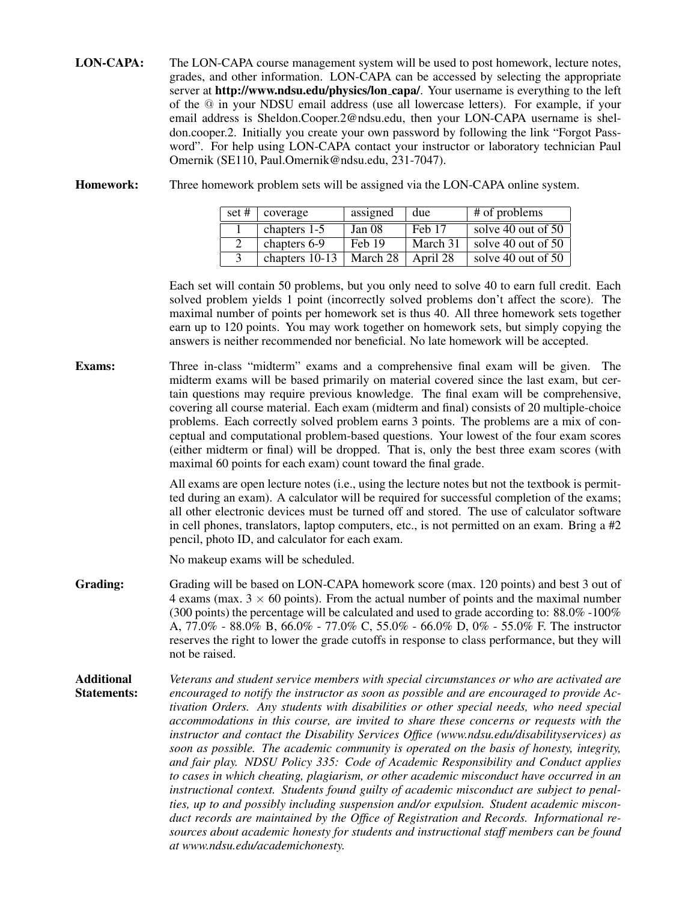**LON-CAPA:** The LON-CAPA course management system will be used to post homework, lecture notes, grades, and other information. LON-CAPA can be accessed by selecting the appropriate server at **http://www.ndsu.edu/physics/lon_capa/**. Your username is everything to the left of the @ in your NDSU email address (use all lowercase letters). For example, if your email address is Sheldon.Cooper.2@ndsu.edu, then your LON-CAPA username is sheldon.cooper.2. Initially you create your own password by following the link "Forgot Password". For help using LON-CAPA contact your instructor or laboratory technician Paul Omernik (SE110, Paul.Omernik@ndsu.edu, 231-7047).

**Homework:** Three homework problem sets will be assigned via the LON-CAPA online system.

| set # | coverage | assigned | due | # of problems |
|---|---|---|---|---|
| 1 | chapters 1-5 | Jan 08 | Feb 17 | solve 40 out of 50 |
| 2 | chapters 6-9 | Feb 19 | March 31 | solve 40 out of 50 |
| 3 | chapters 10-13 | March 28 | April 28 | solve 40 out of 50 |

Each set will contain 50 problems, but you only need to solve 40 to earn full credit. Each solved problem yields 1 point (incorrectly solved problems don't affect the score). The maximal number of points per homework set is thus 40. All three homework sets together earn up to 120 points. You may work together on homework sets, but simply copying the answers is neither recommended nor beneficial. No late homework will be accepted.

**Exams:** Three in-class "midterm" exams and a comprehensive final exam will be given. The midterm exams will be based primarily on material covered since the last exam, but certain questions may require previous knowledge. The final exam will be comprehensive, covering all course material. Each exam (midterm and final) consists of 20 multiple-choice problems. Each correctly solved problem earns 3 points. The problems are a mix of conceptual and computational problem-based questions. Your lowest of the four exam scores (either midterm or final) will be dropped. That is, only the best three exam scores (with maximal 60 points for each exam) count toward the final grade.

All exams are open lecture notes (i.e., using the lecture notes but not the textbook is permitted during an exam). A calculator will be required for successful completion of the exams; all other electronic devices must be turned off and stored. The use of calculator software in cell phones, translators, laptop computers, etc., is not permitted on an exam. Bring a #2 pencil, photo ID, and calculator for each exam.

No makeup exams will be scheduled.

**Grading:** Grading will be based on LON-CAPA homework score (max. 120 points) and best 3 out of 4 exams (max. $3 \times 60$ points). From the actual number of points and the maximal number (300 points) the percentage will be calculated and used to grade according to: 88.0% -100% A, 77.0% - 88.0% B, 66.0% - 77.0% C, 55.0% - 66.0% D, 0% - 55.0% F. The instructor reserves the right to lower the grade cutoffs in response to class performance, but they will not be raised.

**Additional Statements:** *Veterans and student service members with special circumstances or who are activated are encouraged to notify the instructor as soon as possible and are encouraged to provide Activation Orders. Any students with disabilities or other special needs, who need special accommodations in this course, are invited to share these concerns or requests with the instructor and contact the Disability Services Office (www.ndsu.edu/disabilityservices) as soon as possible. The academic community is operated on the basis of honesty, integrity, and fair play. NDSU Policy 335: Code of Academic Responsibility and Conduct applies to cases in which cheating, plagiarism, or other academic misconduct have occurred in an instructional context. Students found guilty of academic misconduct are subject to penalties, up to and possibly including suspension and/or expulsion. Student academic misconduct records are maintained by the Office of Registration and Records. Informational resources about academic honesty for students and instructional staff members can be found at www.ndsu.edu/academichonesty.*